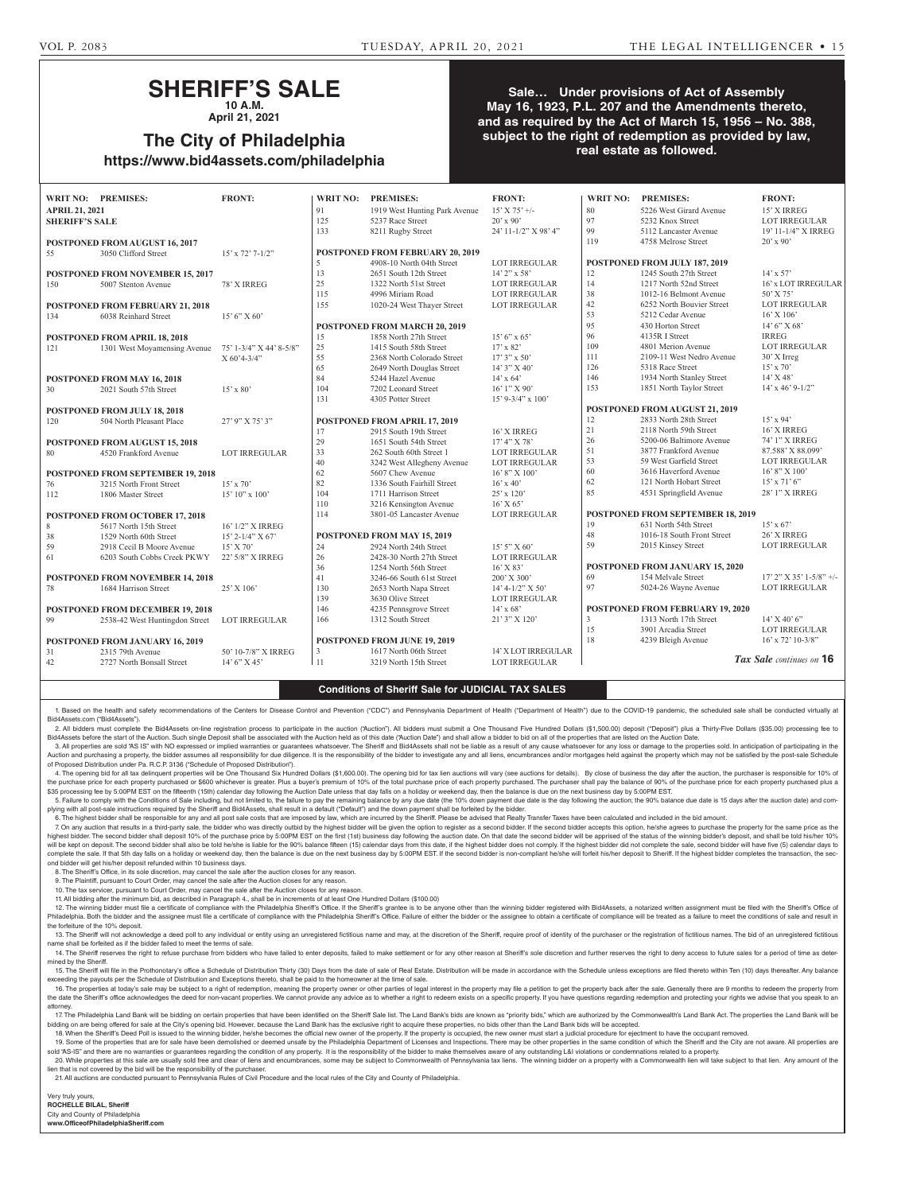# SHERIFF'S SALE

**10 A.M.**
**April 21, 2021**

## The City of Philadelphia

**https://www.bid4assets.com/philadelphia**

**Sale… Under provisions of Act of Assembly May 16, 1923, P.L. 207 and the Amendments thereto, and as required by the Act of March 15, 1956 – No. 388, subject to the right of redemption as provided by law, real estate as followed.**

| WRIT NO: | PREMISES: | FRONT: |
|---|---|---|
| **APRIL 21, 2021** | | |
| **SHERIFF'S SALE** | | |
| **POSTPONED FROM AUGUST 16, 2017** | | |
| 55 | 3050 Clifford Street | 15' x 72' 7-1/2" |
| **POSTPONED FROM NOVEMBER 15, 2017** | | |
| 150 | 5007 Stenton Avenue | 78' X IRREG |
| **POSTPONED FROM FEBRUARY 21, 2018** | | |
| 134 | 6038 Reinhard Street | 15' 6" X 60' |
| **POSTPONED FROM APRIL 18, 2018** | | |
| 121 | 1301 West Moyamensing Avenue | 75' 1-3/4" X 44' 8-5/8" X 60'4-3/4" |
| **POSTPONED FROM MAY 16, 2018** | | |
| 30 | 2021 South 57th Street | 15' x 80' |
| **POSTPONED FROM JULY 18, 2018** | | |
| 120 | 504 North Pleasant Place | 27' 9" X 75' 3" |
| **POSTPONED FROM AUGUST 15, 2018** | | |
| 80 | 4520 Frankford Avenue | LOT IRREGULAR |
| **POSTPONED FROM SEPTEMBER 19, 2018** | | |
| 76 | 3215 North Front Street | 15' x 70' |
| 112 | 1806 Master Street | 15' 10" x 100' |
| **POSTPONED FROM OCTOBER 17, 2018** | | |
| 8 | 5617 North 15th Street | 16' 1/2" X IRREG |
| 38 | 1529 North 60th Street | 15' 2-1/4" X 67' |
| 59 | 2918 Cecil B Moore Avenue | 15' X 70' |
| 61 | 6203 South Cobbs Creek PKWY | 22' 5/8" X IRREG |
| **POSTPONED FROM NOVEMBER 14, 2018** | | |
| 78 | 1684 Harrison Street | 25' X 106' |
| **POSTPONED FROM DECEMBER 19, 2018** | | |
| 99 | 2538-42 West Huntingdon Street | LOT IRREGULAR |
| **POSTPONED FROM JANUARY 16, 2019** | | |
| 31 | 2315 79th Avenue | 50' 10-7/8" X IRREG |
| 42 | 2727 North Bonsall Street | 14' 6" X 45' |
| 91 | 1919 West Hunting Park Avenue | 15' X 75' +/- |
| 125 | 5237 Race Street | 20' x 90' |
| 133 | 8211 Rugby Street | 24' 11-1/2" X 98' 4" |
| **POSTPONED FROM FEBRUARY 20, 2019** | | |
| 5 | 4908-10 North 04th Street | LOT IRREGULAR |
| 13 | 2651 South 12th Street | 14' 2" x 58' |
| 25 | 1322 North 51st Street | LOT IRREGULAR |
| 115 | 4996 Miriam Road | LOT IRREGULAR |
| 155 | 1020-24 West Thayer Street | LOT IRREGULAR |
| **POSTPONED FROM MARCH 20, 2019** | | |
| 15 | 1858 North 27th Street | 15' 6" x 65' |
| 25 | 1415 South 58th Street | 17' x 82' |
| 55 | 2368 North Colorado Street | 17' 3" x 50' |
| 65 | 2649 North Douglas Street | 14' 3" X 40' |
| 84 | 5244 Hazel Avenue | 14' x 64' |
| 104 | 7202 Leonard Street | 16' 1" X 90' |
| 131 | 4305 Potter Street | 15' 9-3/4" x 100' |
| **POSTPONED FROM APRIL 17, 2019** | | |
| 17 | 2915 South 19th Street | 16' X IRREG |
| 29 | 1651 South 54th Street | 17' 4" X 78' |
| 33 | 262 South 60th Street 1 | LOT IRREGULAR |
| 40 | 3242 West Allegheny Avenue | LOT IRREGULAR |
| 62 | 5607 Chew Avenue | 16' 8" X 100' |
| 82 | 1336 South Fairhill Street | 16' x 40' |
| 104 | 1711 Harrison Street | 25' x 120' |
| 110 | 3216 Kensington Avenue | 16' X 65' |
| 114 | 3801-05 Lancaster Avenue | LOT IRREGULAR |
| **POSTPONED FROM MAY 15, 2019** | | |
| 24 | 2924 North 24th Street | 15' 5" X 60' |
| 26 | 2428-30 North 27th Street | LOT IRREGULAR |
| 36 | 1254 North 56th Street | 16' X 83' |
| 41 | 3246-66 South 61st Street | 200' X 300' |
| 130 | 2653 North Napa Street | 14' 4-1/2" X 50' |
| 139 | 3630 Olive Street | LOT IRREGULAR |
| 146 | 4235 Pennsgrove Street | 14' x 68' |
| 166 | 1312 South Street | 21' 3" X 120' |
| **POSTPONED FROM JUNE 19, 2019** | | |
| 3 | 1617 North 06th Street | 14' X LOT IRREGULAR |
| 11 | 3219 North 15th Street | LOT IRREGULAR |
| 80 | 5226 West Girard Avenue | 15' X IRREG |
| 97 | 5232 Knox Street | LOT IRREGULAR |
| 99 | 5112 Lancaster Avenue | 19' 11-1/4" X IRREG |
| 119 | 4758 Melrose Street | 20' x 90' |
| **POSTPONED FROM JULY 187, 2019** | | |
| 12 | 1245 South 27th Street | 14' x 57' |
| 14 | 1217 North 52nd Street | 16' x LOT IRREGULAR |
| 38 | 1012-16 Belmont Avenue | 50' X 75' |
| 42 | 6252 North Bouvier Street | LOT IRREGULAR |
| 53 | 5212 Cedar Avenue | 16' X 106' |
| 95 | 430 Horton Street | 14' 6" X 68' |
| 96 | 4135R I Street | IRREG |
| 109 | 4801 Merion Avenue | LOT IRREGULAR |
| 111 | 2109-11 West Nedro Avenue | 30' X Irreg |
| 126 | 5318 Race Street | 15' x 70' |
| 146 | 1934 North Stanley Street | 14' X 48' |
| 153 | 1851 North Taylor Street | 14' x 46' 9-1/2" |
| **POSTPONED FROM AUGUST 21, 2019** | | |
| 12 | 2833 North 28th Street | 15' x 94' |
| 21 | 2118 North 59th Street | 16' X IRREG |
| 26 | 5200-06 Baltimore Avenue | 74' 1" X IRREG |
| 51 | 3877 Frankford Avenue | 87.588' X 88.099' |
| 53 | 59 West Garfield Street | LOT IRREGULAR |
| 60 | 3616 Haverford Avenue | 16' 8" X 100' |
| 62 | 121 North Hobart Street | 15' x 71' 6" |
| 85 | 4531 Springfield Avenue | 28' 1" X IRREG |
| **POSTPONED FROM SEPTEMBER 18, 2019** | | |
| 19 | 631 North 54th Street | 15' x 67' |
| 48 | 1016-18 South Front Street | 26' X IRREG |
| 59 | 2015 Kinsey Street | LOT IRREGULAR |
| **POSTPONED FROM JANUARY 15, 2020** | | |
| 69 | 154 Melvale Street | 17' 2" X 35' 1-5/8" +/- |
| 97 | 5024-26 Wayne Avenue | LOT IRREGULAR |
| **POSTPONED FROM FEBRUARY 19, 2020** | | |
| 3 | 1313 North 17th Street | 14' X 40' 6" |
| 15 | 3901 Arcadia Street | LOT IRREGULAR |
| 18 | 4239 Bleigh Avenue | 16' x 72' 10-3/8" |

*Tax Sale continues on* **16**

## Conditions of Sheriff Sale for JUDICIAL TAX SALES

1. Based on the health and safety recommendations of the Centers for Disease Control and Prevention ("CDC") and Pennsylvania Department of Health ("Department of Health") due to the COVID-19 pandemic, the scheduled sale shall be conducted virtually at Bid4Assets.com ("Bid4Assets").

2. All bidders must complete the Bid4Assets on-line registration process to participate in the auction ("Auction"). All bidders must submit a One Thousand Five Hundred Dollars ($1,500.00) deposit ("Deposit") plus a Thirty-Five Dollars ($35.00) processing fee to Bid4Assets before the start of the Auction. Such single Deposit shall be associated with the Auction held as of this date ("Auction Date") and shall allow a bidder to bid on all of the properties that are listed on the Auction Date.

3. All properties are sold "AS IS" with NO expressed or implied warranties or guarantees whatsoever. The Sheriff and Bid4Assets shall not be liable as a result of any cause whatsoever for any loss or damage to the properties sold. In anticipation of participating in the Auction and purchasing a property, the bidder assumes all responsibility for due diligence. It is the responsibility of the bidder to investigate any and all liens, encumbrances and/or mortgages held against the property which may not be satisfied by the post-sale Schedule of Proposed Distribution under Pa. R.C.P. 3136 ("Schedule of Proposed Distribution").

4. The opening bid for all tax delinquent properties will be One Thousand Six Hundred Dollars ($1,600.00). The opening bid for tax lien auctions will vary (see auctions for details). By close of business the day after the auction, the purchaser is responsible for 10% of the purchase price for each property purchased or $600 whichever is greater. Plus a buyer's premium of 10% of the total purchase price of each property purchased. The purchaser shall pay the balance of 90% of the purchase price for each property purchased plus a $35 processing fee by 5:00PM EST on the fifteenth (15th) calendar day following the Auction Date unless that day falls on a holiday or weekend day, then the balance is due on the next business day by 5:00PM EST.

5. Failure to comply with the Conditions of Sale including, but not limited to, the failure to pay the remaining balance by any due date (the 10% down payment due date is the day following the auction; the 90% balance due date is 15 days after the auction date) and complying with all post-sale instructions required by the Sheriff and Bid4Assets, shall result in a default ("Default") and the down payment shall be forfeited by the bidder.

6. The highest bidder shall be responsible for any and all post sale costs that are imposed by law, which are incurred by the Sheriff. Please be advised that Realty Transfer Taxes have been calculated and included in the bid amount.

7. On any auction that results in a third-party sale, the bidder who was directly outbid by the highest bidder will be given the option to register as a second bidder. If the second bidder accepts this option, he/she agrees to purchase the property for the same price as the highest bidder. The second bidder shall deposit 10% of the purchase price by 5:00PM EST on the first (1st) business day following the auction date. On that date the second bidder will be apprised of the status of the winning bidder's deposit, and shall be told his/her 10% will be kept on deposit. The second bidder shall also be told he/she is liable for the 90% balance fifteen (15) calendar days from this date, if the highest bidder does not comply. If the highest bidder did not complete the sale, second bidder will have five (5) calendar days to complete the sale. If that 5th day falls on a holiday or weekend day, then the balance is due on the next business day by 5:00PM EST. If the second bidder is non-compliant he/she will forfeit his/her deposit to Sheriff. If the highest bidder completes the transaction, the second bidder will get his/her deposit refunded within 10 business days.

8. The Sheriff's Office, in its sole discretion, may cancel the sale after the Auction closes for any reason.

9. The Plaintiff, pursuant to Court Order, may cancel the sale after the Auction closes for any reason.

10. The tax servicer, pursuant to Court Order, may cancel the sale after the Auction closes for any reason.

11. All bidding after the minimum bid, as described in Paragraph 4., shall be in increments of at least One Hundred Dollars ($100.00)

12. The winning bidder must file a certificate of compliance with the Philadelphia Sheriff's Office. If the Sheriff's grantee is to be anyone other than the winning bidder registered with Bid4Assets, a notarized written assignment must be filed with the Sheriff's Office of Philadelphia. Both the bidder and the assignee must file a certificate of compliance with the Philadelphia Sheriff's Office. Failure of either the bidder or the assignee to obtain a certificate of compliance will be treated as a failure to meet the conditions of sale and result in the forfeiture of the 10% deposit.

13. The Sheriff will not acknowledge a deed poll to any individual or entity using an unregistered fictitious name and may, at the discretion of the Sheriff, require proof of identity of the purchaser or the registration of fictitious names. The bid of an unregistered fictitious name shall be forfeited as if the bidder failed to meet the terms of sale.

14. The Sheriff reserves the right to refuse purchase from bidders who have failed to enter deposits, failed to make settlement or for any other reason at Sheriff's sole discretion and further reserves the right to deny access to future sales for a period of time as determined by the Sheriff.

15. The Sheriff will file in the Prothonotary's office a Schedule of Distribution Thirty (30) Days from the date of sale of Real Estate. Distribution will be made in accordance with the Schedule unless exceptions are filed thereto within Ten (10) days thereafter. Any balance exceeding the payouts per the Schedule of Distribution and Exceptions thereto, shall be paid to the homeowner at the time of sale.

16. The properties at today's sale may be subject to a right of redemption, meaning the property owner or other parties of legal interest in the property may file a petition to get the property back after the sale. Generally there are 9 months to redeem the property from the date the Sheriff's office acknowledges the deed for non-vacant properties. We cannot provide any advice as to whether a right to redeem exists on a specific property. If you have questions regarding redemption and protecting your rights we advise that you speak to an attorney.

17. The Philadelphia Land Bank will be bidding on certain properties that have been identified on the Sheriff Sale List. The Land Bank's bids are known as "priority bids," which are authorized by the Commonwealth's Land Bank Act. The properties the Land Bank will be bidding on are being offered for sale at the City's opening bid. However, because the Land Bank has the exclusive right to acquire these properties, no bids other than the Land Bank bids will be accepted.

18. When the Sheriff's Deed Poll is issued to the winning bidder, he/she becomes the official new owner of the property. If the property is occupied, the new owner must start a judicial procedure for ejectment to have the occupant removed.

19. Some of the properties that are for sale have been demolished or deemed unsafe by the Philadelphia Department of Licenses and Inspections. There may be other properties in the same condition of which the Sheriff and the City are not aware. All properties are sold "AS-IS" and there are no warranties or guarantees regarding the condition of any property. It is the responsibility of the bidder to make themselves aware of any outstanding L&I violations or condemnations related to a property.

20. While properties at this sale are usually sold free and clear of liens and encumbrances, some may be subject to Commonwealth of Pennsylvania tax liens. The winning bidder on a property with a Commonwealth lien will take subject to that lien. Any amount of the lien that is not covered by the bid will be the responsibility of the purchaser.

21. All auctions are conducted pursuant to Pennsylvania Rules of Civil Procedure and the local rules of the City and County of Philadelphia.

Very truly yours,
**ROCHELLE BILAL, Sheriff**
City and County of Philadelphia
**www.OfficeofPhiladelphiaSheriff.com**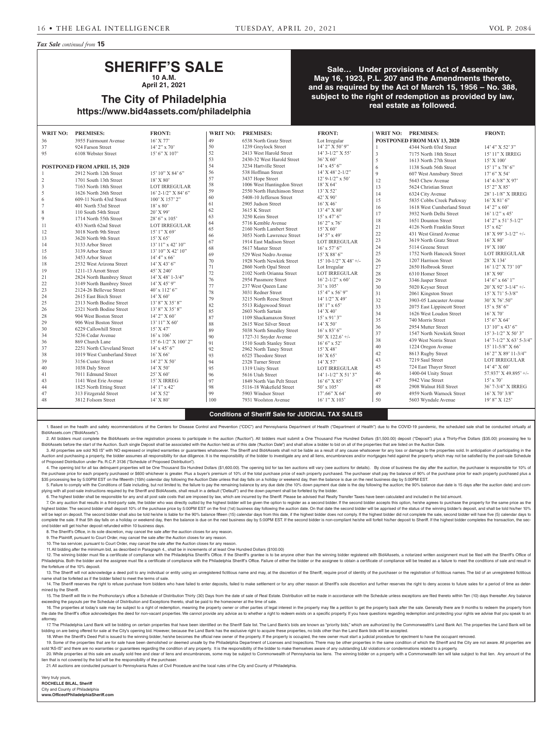*Tax Sale continued from* **15**

# SHERIFF'S SALE

**10 A.M.**
**April 21, 2021**

## The City of Philadelphia

**https://www.bid4assets.com/philadelphia**

**Sale… Under provisions of Act of Assembly May 16, 1923, P.L. 207 and the Amendments thereto, and as required by the Act of March 15, 1956 – No. 388, subject to the right of redemption as provided by law, real estate as followed.**

| WRIT NO: | PREMISES: | FRONT: |
|---|---|---|
| 36 | 3955 Fairmount Avenue | 16' X 77' |
| 37 | 924 Farson Street | 14' 2" x 70' |
| 95 | 6108 Webster Street | 15' 6" X 107' |
| | **POSTPONED FROM APRIL 15, 2020** | |
| 1 | 2912 North 12th Street | 15' 10" X 84' 6" |
| 2 | 1701 South 13th Street | 18' X 80' |
| 3 | 7163 North 18th Street | LOT IRREGULAR |
| 5 | 1626 North 26th Street | 16' 2-1/2" X 84' 6" |
| 6 | 609-11 North 43rd Street | 100' X 157' 2" |
| 7 | 401 North 53rd Street | 18' x 80' |
| 8 | 110 South 54th Street | 20' X 99' |
| 9 | 1714 North 55th Street | 28' 6" x 105' |
| 11 | 433 North 62nd Street | LOT IRREGULAR |
| 12 | 3018 North 9th Street | 15' 1" X 69' |
| 13 | 3620 North 9th Street | 15' X 65' |
| 14 | 3133 Arbor Street | 13' 11" x 42' 10" |
| 15 | 3139 Arbor Street | 13' 10" X 42' 10" |
| 16 | 3453 Arbor Street | 14' 4" x 66' |
| 18 | 2532 West Arizona Street | 14' X 43' 6" |
| 19 | 1211-13 Arrott Street | 45' X 240' |
| 21 | 2824 North Bambrey Street | 14' X 48' 1-3/4" |
| 22 | 3149 North Bambrey Street | 14' X 45' 9" |
| 23 | 2124-26 Bellevue Street | 40' x 112' 6" |
| 24 | 2615 East Birch Street | 14' X 60' |
| 25 | 2313 North Bodine Street | 13' 8" X 35' 8" |
| 26 | 2321 North Bodine Street | 13' 8" X 35' 8" |
| 28 | 904 West Boston Street | 14' 2" X 60' |
| 29 | 906 West Boston Street | 13' 11" X 60' |
| 30 | 6229 Callowhill Street | 15' X 47' |
| 34 | 5236 Cedar Avenue | 16' x 106' |
| 36 | 869 Church Lane | 15' 6-1/2" X 100' 2" |
| 37 | 2251 North Cleveland Street | 14' x 45' 6" |
| 38 | 1019 West Cumberland Street | 16' X 66' |
| 39 | 3156 Custer Street | 14' 2" X 50' |
| 40 | 1038 Daly Street | 14' X 50' |
| 41 | 7011 Edmund Street | 25' X 60' |
| 43 | 1141 West Erie Avenue | 15' X IRREG |
| 44 | 1825 North Etting Street | 14' 1" x 42' |
| 47 | 313 Fitzgerald Street | 14' X 52' |
| 48 | 3812 Folsom Street | 14' X 80' |
| 49 | 6538 North Gratz Street | Lot Irregular |
| 50 | 1239 Greylock Street | 14' 2" X 50' 9" |
| 52 | 2413 West Harold Street | 14' 3-1/2" X 55' |
| 53 | 2430-32 West Harold Street | 36' X 60' |
| 54 | 3234 Hartville Street | 14' x 45' 6" |
| 56 | 538 Hoffman Street | 14' X 48' 2-1/2" |
| 57 | 3437 Hope Street | 12' 9-1/2" x 50' |
| 58 | 1006 West Huntingdon Street | 18' X 64' |
| 59 | 2550 North Hutchinson Street | 13' X 52' |
| 60 | 5408-10 Jefferson Street | 42' X 90' |
| 61 | 2905 Judson Street | 16' X 46' |
| 62 | 3615 K Street | 13' 4" X 80' |
| 63 | 3250 Keim Street | 15' x 47' 6" |
| 64 | 5716 Kemble Avenue | 16' 2" x 76' |
| 65 | 2160 North Lambert Street | 15' X 60' |
| 66 | 3053 North Lawrence Street | 14' 5" x 49' |
| 67 | 1914 East Madison Street | LOT IRREGULAR |
| 68 | 5617 Master Street | 16' x 57' 6" |
| 69 | 529 West Nedro Avenue | 15' X 88' 6" |
| 70 | 1928 North Newkirk Street | 15' 10-1/2" X 48' +/- |
| 71 | 2860 North Opal Street | Lot Irregular |
| 72 | 2102 North Orianna Street | LOT IRREGULAR |
| 76 | 2954 Passmore Street | 16' 2-1/2" x 60' |
| 77 | 237 West Queen Lane | 31' x 105' |
| 78 | 3031 Redner Street | 15' 4" x 56' 9" |
| 79 | 3215 North Reese Street | 14' 1/2" X 49' |
| 82 | 5513 Ridgewood Street | 18' 1" x 65' |
| 85 | 2603 North Sartain | 14' X 40' |
| 87 | 1109 Shackamaxon Street | 15' x 91' 3" |
| 88 | 2615 West Silver Street | 14' X 50' |
| 89 | 5038 North Smedley Street | 16' x 83' 6" |
| 90 | 1727-31 Snyder Avenue | 50' X 122.6' +/- |
| 91 | 1510 South Stanley Street | 16' 6" x 52' |
| 92 | 2962 North Taney Street | 15' X 48' |
| 93 | 6525 Theodore Street | 16' X 65' |
| 94 | 2328 Turner Street | 14' X 57' |
| 95 | 1319 Unity Street | LOT IRREGULAR |
| 96 | 5616 Utah Street | 14' 1-1/2" X 51' 3" |
| 97 | 1849 North Van Pelt Street | 16' 6" X 85' |
| 98 | 5116-18 Wakefield Street | 50' x 105' |
| 99 | 5903 Windsor Street | 17'.66" X 64' |
| 100 | 7931 Woolston Avenue | 16' 1" X 103' |
| | **POSTPONED FROM MAY 13, 2020** | |
| 1 | 4344 North 03rd Street | 14' 4" X 52' 3" |
| 3 | 7175 North 18th Street | 15' 11" X IRREG |
| 5 | 1613 North 27th Street | 15' X 100' |
| 6 | 1138 South 56th Street | 15' 1" x 78' 6" |
| 9 | 607 West Annsbury Street | 17' 6" X 54' |
| 12 | 5643 Chew Avenue | 14' 4-3/8" X 97' |
| 13 | 5624 Christian Street | 15' 2" X 85' |
| 14 | 6324 City Avenue | 28' 1-1/8" X IRREG |
| 15 | 5835 Cobbs Creek Parkway | 16' X 81' 6" |
| 16 | 1618 West Cumberland Street | 14' 2" x 60' |
| 17 | 3932 North Delhi Street | 16' 1/2" x 45' |
| 18 | 1651 Dounton Street | 14' 2" x 51' 5-1/2" |
| 21 | 4126 North Franklin Street | 15' x 62' |
| 22 | 431 West Girard Avenue | 18' X 99' 3-1/2" +/- |
| 23 | 3619 North Gratz Street | 16' X 80' |
| 24 | 5114 Greene Street | 19' X 100' |
| 25 | 1752 North Hancock Street | LOT IRREGULAR |
| 26 | 1207 Harrison Street | 28' X 134' |
| 27 | 2650 Holbrook Street | 16' 1/2" X 73' 10" |
| 28 | 6310 Homer Street | 18' X 90' |
| 29 | 3346 Jasper Street | 14' 6" x 66' 1" |
| 30 | 5020 Keyser Street | 20' X 92' 3-1/4" +/- |
| 31 | 2061 Kingston Street | 15' X 71' 5-3/8" |
| 32 | 3903-05 Lancaster Avenue | 30' X 76'.50" |
| 33 | 2075 East Lippincott Street | 15' x 58' 6" |
| 34 | 1626 West Loudon Street | 16' X 70' |
| 35 | 740 Morris Street | 15' 6" X 64' |
| 36 | 2954 Mutter Street | 13' 10" x 43' 6" |
| 37 | 1547 North Newkirk Street | 15' 3-1/2" X 50' 3" |
| 38 | 439 West Norris Street | 14' 7-1/2" X 63' 5-3/4" |
| 40 | 1224 Oregon Avenue | 15' 11-5/8" X 66' |
| 42 | 8613 Rugby Street | 16' 2" X 89' 11-3/4" |
| 43 | 7219 Saul Street | LOT IRREGULAR |
| 45 | 724 East Thayer Street | 14' 4" X 60' |
| 46 | 1400-04 Unity Street | 57.937' X 49.895' +/- |
| 47 | 5942 Vine Street | 15' x 70' |
| 48 | 2908 Walnut Hill Street | 36' 7-3/4" X IRREG |
| 49 | 4959 North Warnock Street | 16' X 70' 3/8" |
| 50 | 5603 Wyndale Avenue | 19' 8" X 125' |

### Conditions of Sheriff Sale for JUDICIAL TAX SALES

1. Based on the health and safety recommendations of the Centers for Disease Control and Prevention ("CDC") and Pennsylvania Department of Health ("Department of Health") due to the COVID-19 pandemic, the scheduled sale shall be conducted virtually at Bid4Assets.com ("Bid4Assets").

2. All bidders must complete the Bid4Assets on-line registration process to participate in the auction ("Auction"). All bidders must submit a One Thousand Five Hundred Dollars ($1,500.00) deposit ("Deposit") plus a Thirty-Five Dollars ($35.00) processing fee to Bid4Assets before the start of the Auction. Such single Deposit shall be associated with the Auction held as of this date ("Auction Date") and shall allow a bidder to bid on all of the properties that are listed on the Auction Date.

3. All properties are sold "AS IS" with NO expressed or implied warranties or guarantees whatsoever. The Sheriff and Bid4Assets shall not be liable as a result of any cause whatsoever for any loss or damage to the properties sold. In anticipation of participating in the Auction and purchasing a property, the bidder assumes all responsibility for due diligence. It is the responsibility of the bidder to investigate any and all liens, encumbrances and/or mortgages held against the property which may not be satisfied by the post-sale Schedule of Proposed Distribution under Pa. R.C.P. 3136 ("Schedule of Proposed Distribution").

4. The opening bid for all tax delinquent properties will be One Thousand Six Hundred Dollars ($1,600.00). The opening bid for tax lien auctions will vary (see auctions for details). By close of business the day after the auction, the purchaser is responsible for 10% of the purchase price for each property purchased or $600 whichever is greater. Plus a buyer's premium of 10% of the total purchase price of each property purchased. The purchaser shall pay the balance of 90% of the purchase price for each property purchased plus a $35 processing fee by 5:00PM EST on the fifteenth (15th) calendar day following the Auction Date unless that day falls on a holiday or weekend day, then the balance is due on the next business day by 5:00PM EST.

5. Failure to comply with the Conditions of Sale including, but not limited to, the failure to pay the remaining balance by any due date (the 10% down payment due date is the day following the auction; the 90% balance due date is 15 days after the auction date) and complying with all post-sale instructions required by the Sheriff and Bid4Assets, shall result in a default ("Default") and the down payment shall be forfeited by the bidder.

6. The highest bidder shall be responsible for any and all post sale costs that are imposed by law, which are incurred by the Sheriff. Please be advised that Realty Transfer Taxes have been calculated and included in the bid amount.

7. On any auction that results in a third-party sale, the bidder who was directly outbid by the highest bidder will be given the option to register as a second bidder. If the second bidder accepts this option, he/she agrees to purchase the property for the same price as the highest bidder. The second bidder shall deposit 10% of the purchase price by 5:00PM EST on the first (1st) business day following the auction date. On that date the second bidder will be apprised of the status of the winning bidder's deposit, and shall be told his/her 10% will be kept on deposit. The second bidder shall also be told he/she is liable for the 90% balance fifteen (15) calendar days from this date, if the highest bidder does not comply. If the highest bidder did not complete the sale, second bidder will have five (5) calendar days to complete the sale. If that 5th day falls on a holiday or weekend day, then the balance is due on the next business day by 5:00PM EST. If the second bidder is non-compliant he/she will forfeit his/her deposit to Sheriff. If the highest bidder completes the transaction, the second bidder will get his/her deposit refunded within 10 business days.

8. The Sheriff's Office, in its sole discretion, may cancel the sale after the auction closes for any reason.

9. The Plaintiff, pursuant to Court Order, may cancel the sale after the Auction closes for any reason.

10. The tax servicer, pursuant to Court Order, may cancel the sale after the Auction closes for any reason.

11. All bidding after the minimum bid, as described in Paragraph 4., shall be in increments of at least One Hundred Dollars ($100.00)

12. The winning bidder must file a certificate of compliance with the Philadelphia Sheriff's Office. If the Sheriff's grantee is to be anyone other than the winning bidder registered with Bid4Assets, a notarized written assignment must be filed with the Sheriff's Office of Philadelphia. Both the bidder and the assignee must file a certificate of compliance with the Philadelphia Sheriff's Office. Failure of either the bidder or the assignee to obtain a certificate of compliance will be treated as a failure to meet the conditions of sale and result in the forfeiture of the 10% deposit.

13. The Sheriff will not acknowledge a deed poll to any individual or entity using an unregistered fictitious name and may, at the discretion of the Sheriff, require proof of identity of the purchaser or the registration of fictitious names. The bid of an unregistered fictitious name shall be forfeited as if the bidder failed to meet the terms of sale.

14. The Sheriff reserves the right to refuse purchase from bidders who have failed to enter deposits, failed to make settlement or for any other reason at Sheriff's sole discretion and further reserves the right to deny access to future sales for a period of time as determined by the Sheriff.

15. The Sheriff will file in the Prothonotary's office a Schedule of Distribution Thirty (30) Days from the date of sale of Real Estate. Distribution will be made in accordance with the Schedule unless exceptions are filed thereto within Ten (10) days thereafter. Any balance exceeding the payouts per the Schedule of Distribution and Exceptions thereto, shall be paid to the homeowner at the time of sale.

16. The properties at today's sale may be subject to a right of redemption, meaning the property owner or other parties of legal interest in the property may file a petition to get the property back after the sale. Generally there are 9 months to redeem the property from the date the Sheriff's office acknowledges the deed for non-vacant properties. We cannot provide any advice as to whether a right to redeem exists on a specific property. If you have questions regarding redemption and protecting your rights we advise that you speak to an attorney.

17. The Philadelphia Land Bank will be bidding on certain properties that have been identified on the Sheriff Sale list. The Land Bank's bids are known as "priority bids," which are authorized by the Commonwealth's Land Bank Act. The properties the Land Bank will be bidding on are being offered for sale at the City's opening bid. However, because the Land Bank has the exclusive right to acquire these properties, no bids other than the Land Bank bids will be accepted.

18. When the Sheriff's Deed Poll is issued to the winning bidder, he/she becomes the official new owner of the property. If the property is occupied, the new owner must start a judicial procedure for ejectment to have the occupant removed.

19. Some of the properties that are for sale have been demolished or deemed unsafe by the Philadelphia Department of Licenses and Inspections. There may be other properties in the same condition of which the Sheriff and the City are not aware. All properties are sold "AS-IS" and there are no warranties or guarantees regarding the condition of any property. It is the responsibility of the bidder to make themselves aware of any outstanding L&I violations or condemnations related to a property.

20. While properties at this sale are usually sold free and clear of liens and encumbrances, some may be subject to Commonwealth of Pennsylvania tax liens. The winning bidder on a property with a Commonwealth lien will take subject to that lien. Any amount of the lien that is not covered by the bid will be the responsibility of the purchaser.

21. All auctions are conducted pursuant to Pennsylvania Rules of Civil Procedure and the local rules of the City and County of Philadelphia.

Very truly yours,
**ROCHELLE BILAL, Sheriff**
City and County of Philadelphia
**www.OfficeofPhiladelphiaSheriff.com**